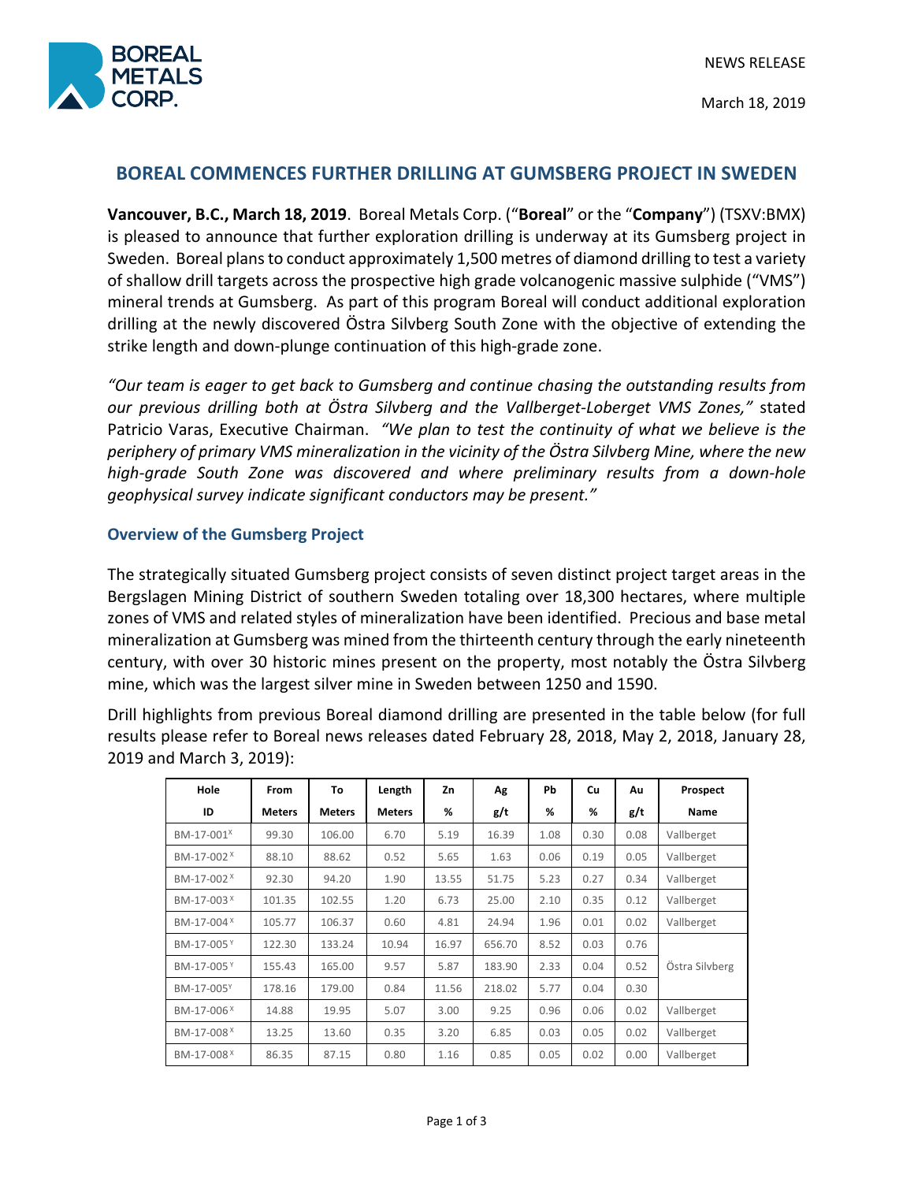NEWS RELEASE

March 18, 2019

# BOREAL COMMENCES FURTHER DRILLING AT GUMSBERG PROJECT IN SWEDEN

**Vancouver, B.C., March 18, 2019**. Boreal Metals Corp. ("**Boreal**" or the "**Company**") (TSXV:BMX) is pleased to announce that further exploration drilling is underway at its Gumsberg project in Sweden. Boreal plans to conduct approximately 1,500 metres of diamond drilling to test a variety of shallow drill targets across the prospective high grade volcanogenic massive sulphide ("VMS") mineral trends at Gumsberg. As part of this program Boreal will conduct additional exploration drilling at the newly discovered Östra Silvberg South Zone with the objective of extending the strike length and down-plunge continuation of this high-grade zone.

*"Our team is eager to get back to Gumsberg and continue chasing the outstanding results from our previous drilling both at Östra Silvberg and the Vallberget-Loberget VMS Zones,"* stated Patricio Varas, Executive Chairman. *"We plan to test the continuity of what we believe is the periphery of primary VMS mineralization in the vicinity of the Östra Silvberg Mine, where the new high-grade South Zone was discovered and where preliminary results from a down-hole geophysical survey indicate significant conductors may be present."*

## Overview of the Gumsberg Project

The strategically situated Gumsberg project consists of seven distinct project target areas in the Bergslagen Mining District of southern Sweden totaling over 18,300 hectares, where multiple zones of VMS and related styles of mineralization have been identified. Precious and base metal mineralization at Gumsberg was mined from the thirteenth century through the early nineteenth century, with over 30 historic mines present on the property, most notably the Östra Silvberg mine, which was the largest silver mine in Sweden between 1250 and 1590.

Drill highlights from previous Boreal diamond drilling are presented in the table below (for full results please refer to Boreal news releases dated February 28, 2018, May 2, 2018, January 28, 2019 and March 3, 2019):

| Hole ID | From Meters | To Meters | Length Meters | Zn % | Ag g/t | Pb % | Cu % | Au g/t | Prospect Name |
|---|---|---|---|---|---|---|---|---|---|
| BM-17-001[X] | 99.30 | 106.00 | 6.70 | 5.19 | 16.39 | 1.08 | 0.30 | 0.08 | Vallberget |
| BM-17-002[X] | 88.10 | 88.62 | 0.52 | 5.65 | 1.63 | 0.06 | 0.19 | 0.05 | Vallberget |
| BM-17-002[X] | 92.30 | 94.20 | 1.90 | 13.55 | 51.75 | 5.23 | 0.27 | 0.34 | Vallberget |
| BM-17-003[X] | 101.35 | 102.55 | 1.20 | 6.73 | 25.00 | 2.10 | 0.35 | 0.12 | Vallberget |
| BM-17-004[X] | 105.77 | 106.37 | 0.60 | 4.81 | 24.94 | 1.96 | 0.01 | 0.02 | Vallberget |
| BM-17-005[Y] | 122.30 | 133.24 | 10.94 | 16.97 | 656.70 | 8.52 | 0.03 | 0.76 | Östra Silvberg |
| BM-17-005[Y] | 155.43 | 165.00 | 9.57 | 5.87 | 183.90 | 2.33 | 0.04 | 0.52 | Östra Silvberg |
| BM-17-005[Y] | 178.16 | 179.00 | 0.84 | 11.56 | 218.02 | 5.77 | 0.04 | 0.30 | Östra Silvberg |
| BM-17-006[X] | 14.88 | 19.95 | 5.07 | 3.00 | 9.25 | 0.96 | 0.06 | 0.02 | Vallberget |
| BM-17-008[X] | 13.25 | 13.60 | 0.35 | 3.20 | 6.85 | 0.03 | 0.05 | 0.02 | Vallberget |
| BM-17-008[X] | 86.35 | 87.15 | 0.80 | 1.16 | 0.85 | 0.05 | 0.02 | 0.00 | Vallberget |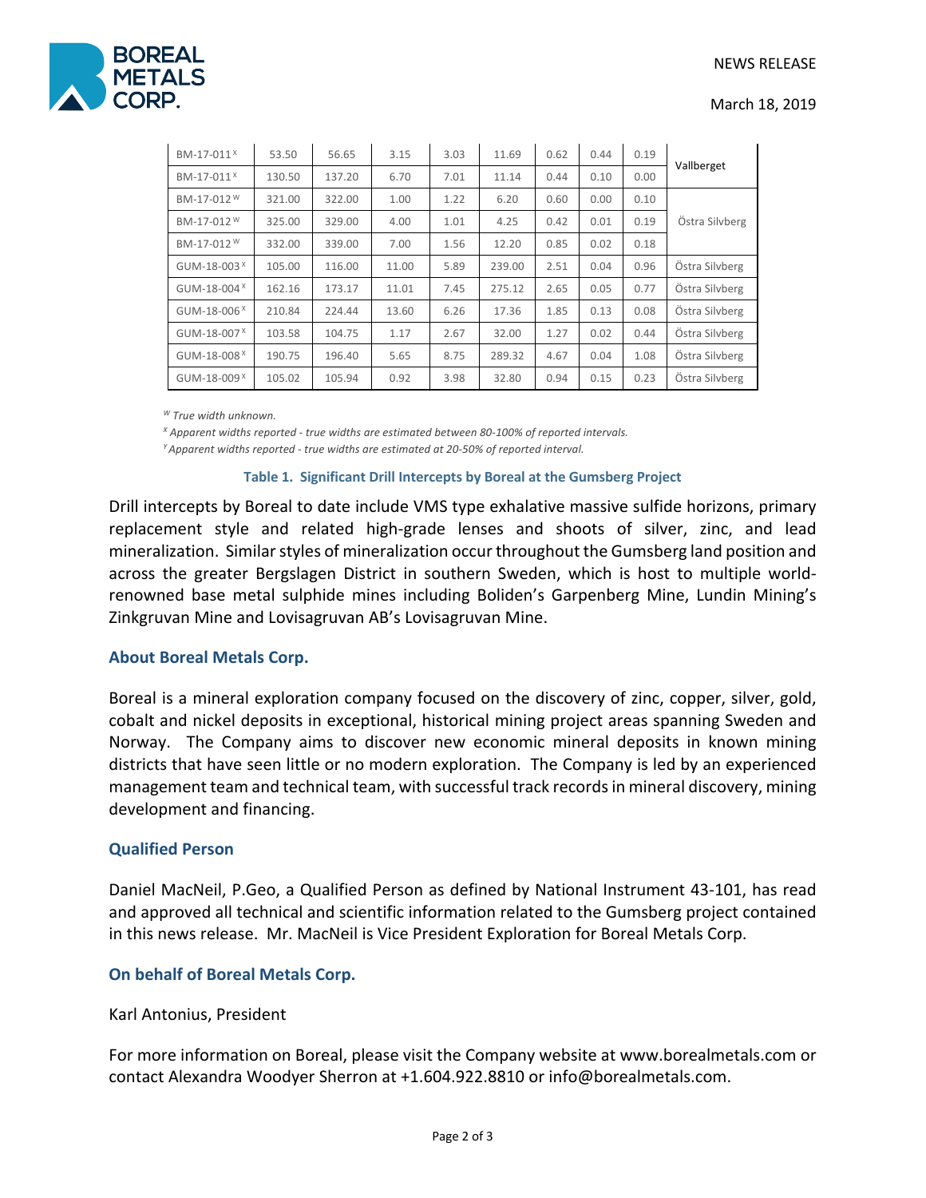| BM-17-011[X] | 53.50 | 56.65 | 3.15 | 3.03 | 11.69 | 0.62 | 0.44 | 0.19 | Vallberget |
|---|---|---|---|---|---|---|---|---|---|
| BM-17-011[X] | 130.50 | 137.20 | 6.70 | 7.01 | 11.14 | 0.44 | 0.10 | 0.00 | |
| BM-17-012[W] | 321.00 | 322.00 | 1.00 | 1.22 | 6.20 | 0.60 | 0.00 | 0.10 | Östra Silvberg |
| BM-17-012[W] | 325.00 | 329.00 | 4.00 | 1.01 | 4.25 | 0.42 | 0.01 | 0.19 | |
| BM-17-012[W] | 332.00 | 339.00 | 7.00 | 1.56 | 12.20 | 0.85 | 0.02 | 0.18 | |
| GUM-18-003[X] | 105.00 | 116.00 | 11.00 | 5.89 | 239.00 | 2.51 | 0.04 | 0.96 | Östra Silvberg |
| GUM-18-004[X] | 162.16 | 173.17 | 11.01 | 7.45 | 275.12 | 2.65 | 0.05 | 0.77 | Östra Silvberg |
| GUM-18-006[X] | 210.84 | 224.44 | 13.60 | 6.26 | 17.36 | 1.85 | 0.13 | 0.08 | Östra Silvberg |
| GUM-18-007[X] | 103.58 | 104.75 | 1.17 | 2.67 | 32.00 | 1.27 | 0.02 | 0.44 | Östra Silvberg |
| GUM-18-008[X] | 190.75 | 196.40 | 5.65 | 8.75 | 289.32 | 4.67 | 0.04 | 1.08 | Östra Silvberg |
| GUM-18-009[X] | 105.02 | 105.94 | 0.92 | 3.98 | 32.80 | 0.94 | 0.15 | 0.23 | Östra Silvberg |

[W] *True width unknown.*

[X] *Apparent widths reported - true widths are estimated between 80-100% of reported intervals.*

[Y] *Apparent widths reported - true widths are estimated at 20-50% of reported interval.*

**Table 1. Significant Drill Intercepts by Boreal at the Gumsberg Project**

Drill intercepts by Boreal to date include VMS type exhalative massive sulfide horizons, primary replacement style and related high-grade lenses and shoots of silver, zinc, and lead mineralization. Similar styles of mineralization occur throughout the Gumsberg land position and across the greater Bergslagen District in southern Sweden, which is host to multiple world-renowned base metal sulphide mines including Boliden's Garpenberg Mine, Lundin Mining's Zinkgruvan Mine and Lovisagruvan AB's Lovisagruvan Mine.

## About Boreal Metals Corp.

Boreal is a mineral exploration company focused on the discovery of zinc, copper, silver, gold, cobalt and nickel deposits in exceptional, historical mining project areas spanning Sweden and Norway. The Company aims to discover new economic mineral deposits in known mining districts that have seen little or no modern exploration. The Company is led by an experienced management team and technical team, with successful track records in mineral discovery, mining development and financing.

## Qualified Person

Daniel MacNeil, P.Geo, a Qualified Person as defined by National Instrument 43-101, has read and approved all technical and scientific information related to the Gumsberg project contained in this news release. Mr. MacNeil is Vice President Exploration for Boreal Metals Corp.

## On behalf of Boreal Metals Corp.

Karl Antonius, President

For more information on Boreal, please visit the Company website at www.borealmetals.com or contact Alexandra Woodyer Sherron at +1.604.922.8810 or info@borealmetals.com.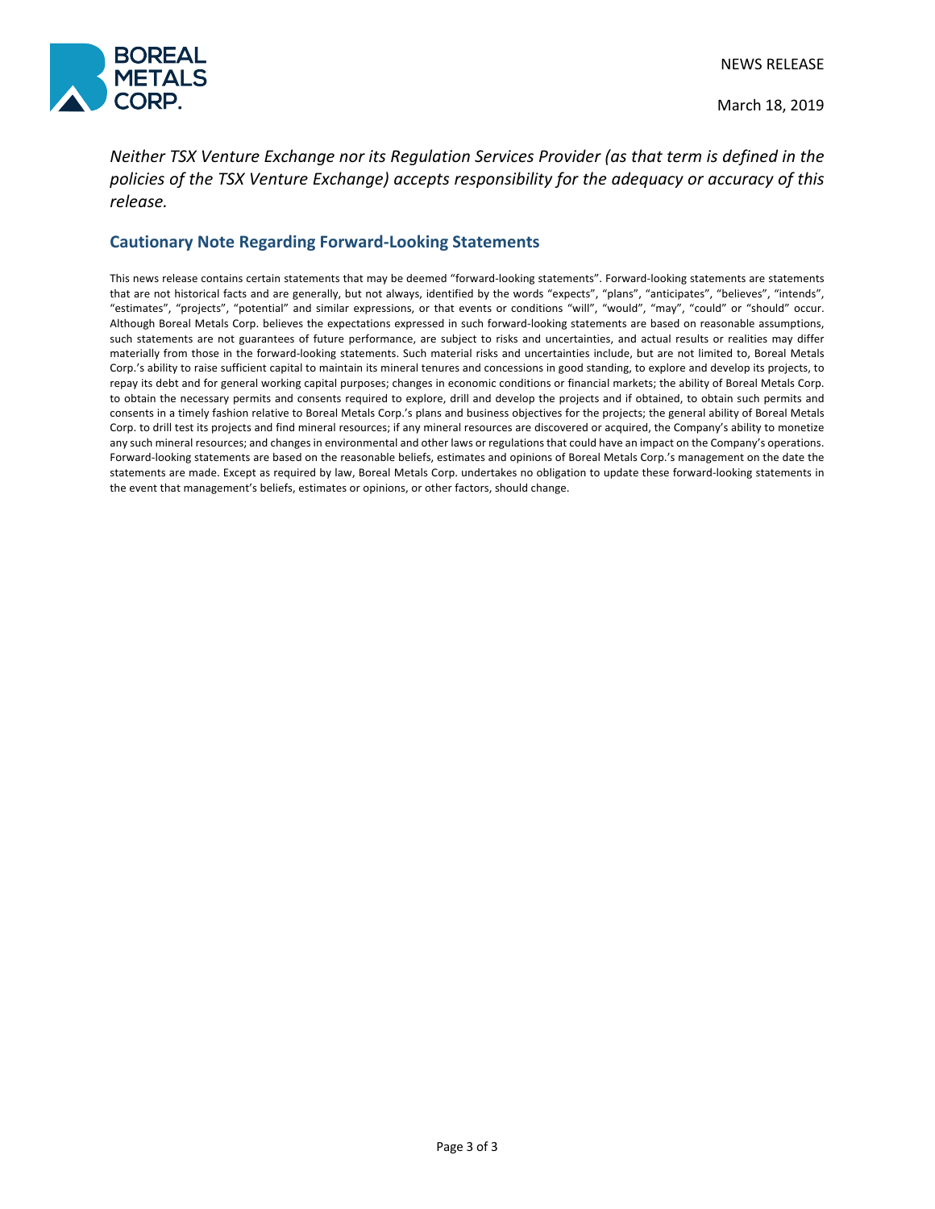*Neither TSX Venture Exchange nor its Regulation Services Provider (as that term is defined in the policies of the TSX Venture Exchange) accepts responsibility for the adequacy or accuracy of this release.*

## Cautionary Note Regarding Forward-Looking Statements

This news release contains certain statements that may be deemed "forward-looking statements". Forward-looking statements are statements that are not historical facts and are generally, but not always, identified by the words "expects", "plans", "anticipates", "believes", "intends", "estimates", "projects", "potential" and similar expressions, or that events or conditions "will", "would", "may", "could" or "should" occur. Although Boreal Metals Corp. believes the expectations expressed in such forward-looking statements are based on reasonable assumptions, such statements are not guarantees of future performance, are subject to risks and uncertainties, and actual results or realities may differ materially from those in the forward-looking statements. Such material risks and uncertainties include, but are not limited to, Boreal Metals Corp.'s ability to raise sufficient capital to maintain its mineral tenures and concessions in good standing, to explore and develop its projects, to repay its debt and for general working capital purposes; changes in economic conditions or financial markets; the ability of Boreal Metals Corp. to obtain the necessary permits and consents required to explore, drill and develop the projects and if obtained, to obtain such permits and consents in a timely fashion relative to Boreal Metals Corp.'s plans and business objectives for the projects; the general ability of Boreal Metals Corp. to drill test its projects and find mineral resources; if any mineral resources are discovered or acquired, the Company's ability to monetize any such mineral resources; and changes in environmental and other laws or regulations that could have an impact on the Company's operations. Forward-looking statements are based on the reasonable beliefs, estimates and opinions of Boreal Metals Corp.'s management on the date the statements are made. Except as required by law, Boreal Metals Corp. undertakes no obligation to update these forward-looking statements in the event that management's beliefs, estimates or opinions, or other factors, should change.